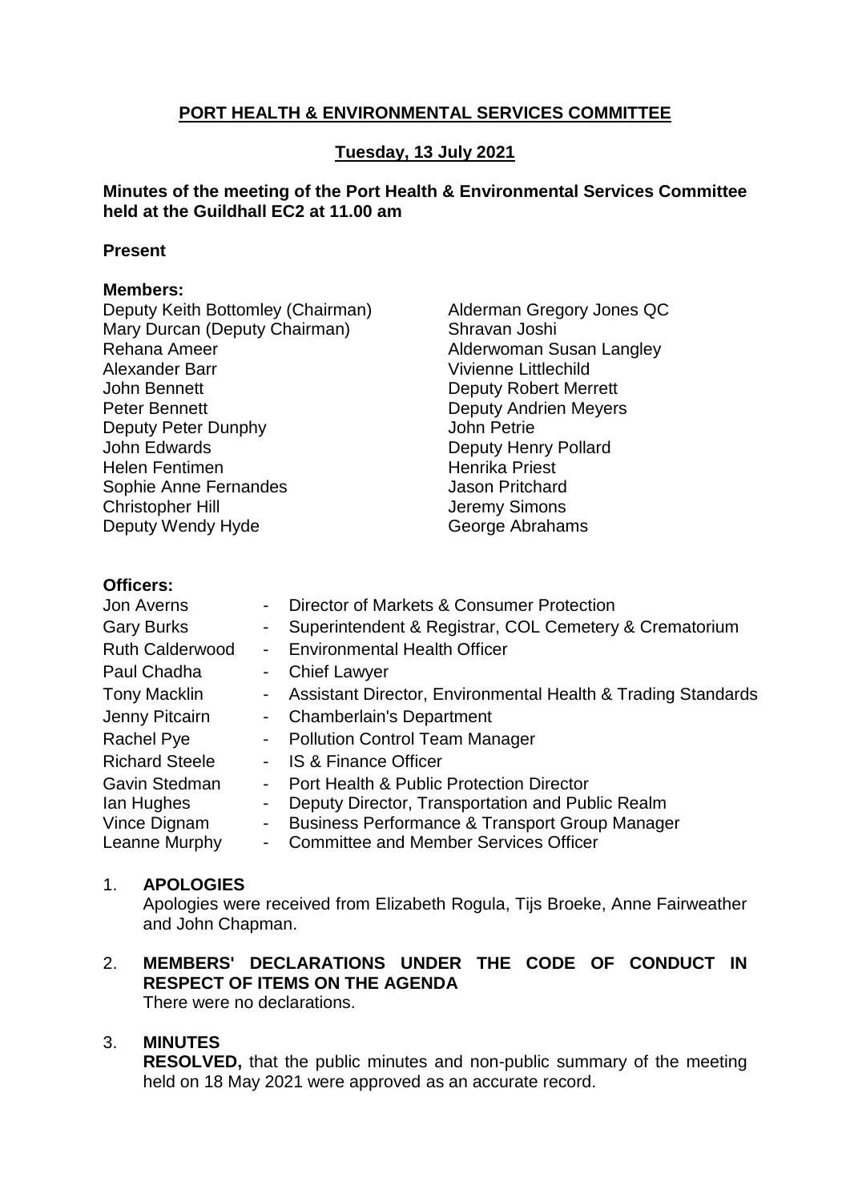# PORT HEALTH & ENVIRONMENTAL SERVICES COMMITTEE

## Tuesday, 13 July 2021

**Minutes of the meeting of the Port Health & Environmental Services Committee held at the Guildhall EC2 at 11.00 am**

**Present**

**Members:**

Deputy Keith Bottomley (Chairman)
Mary Durcan (Deputy Chairman)
Rehana Ameer
Alexander Barr
John Bennett
Peter Bennett
Deputy Peter Dunphy
John Edwards
Helen Fentimen
Sophie Anne Fernandes
Christopher Hill
Deputy Wendy Hyde
Alderman Gregory Jones QC
Shravan Joshi
Alderwoman Susan Langley
Vivienne Littlechild
Deputy Robert Merrett
Deputy Andrien Meyers
John Petrie
Deputy Henry Pollard
Henrika Priest
Jason Pritchard
Jeremy Simons
George Abrahams

**Officers:**

| | | |
|---|---|---|
| Jon Averns | - | Director of Markets & Consumer Protection |
| Gary Burks | - | Superintendent & Registrar, COL Cemetery & Crematorium |
| Ruth Calderwood | - | Environmental Health Officer |
| Paul Chadha | - | Chief Lawyer |
| Tony Macklin | - | Assistant Director, Environmental Health & Trading Standards |
| Jenny Pitcairn | - | Chamberlain's Department |
| Rachel Pye | - | Pollution Control Team Manager |
| Richard Steele | - | IS & Finance Officer |
| Gavin Stedman | - | Port Health & Public Protection Director |
| Ian Hughes | - | Deputy Director, Transportation and Public Realm |
| Vince Dignam | - | Business Performance & Transport Group Manager |
| Leanne Murphy | - | Committee and Member Services Officer |

1. **APOLOGIES**
   Apologies were received from Elizabeth Rogula, Tijs Broeke, Anne Fairweather and John Chapman.

2. **MEMBERS' DECLARATIONS UNDER THE CODE OF CONDUCT IN RESPECT OF ITEMS ON THE AGENDA**
   There were no declarations.

3. **MINUTES**
   **RESOLVED,** that the public minutes and non-public summary of the meeting held on 18 May 2021 were approved as an accurate record.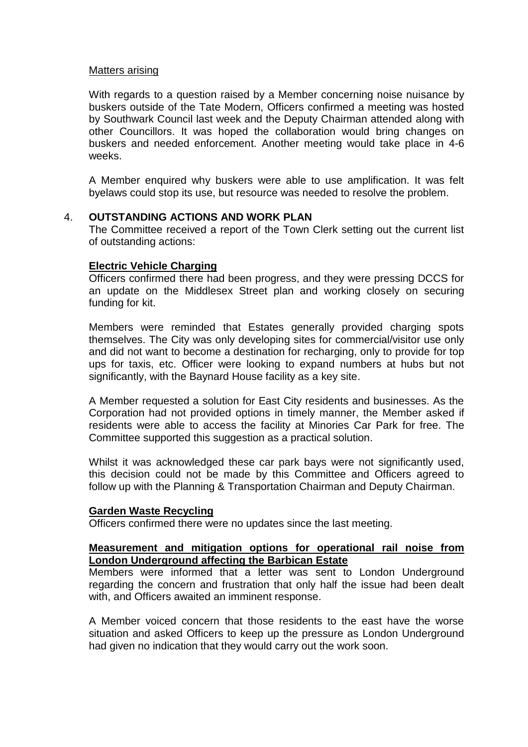Matters arising

With regards to a question raised by a Member concerning noise nuisance by buskers outside of the Tate Modern, Officers confirmed a meeting was hosted by Southwark Council last week and the Deputy Chairman attended along with other Councillors. It was hoped the collaboration would bring changes on buskers and needed enforcement. Another meeting would take place in 4-6 weeks.

A Member enquired why buskers were able to use amplification. It was felt byelaws could stop its use, but resource was needed to resolve the problem.

4. **OUTSTANDING ACTIONS AND WORK PLAN**

The Committee received a report of the Town Clerk setting out the current list of outstanding actions:

**Electric Vehicle Charging**

Officers confirmed there had been progress, and they were pressing DCCS for an update on the Middlesex Street plan and working closely on securing funding for kit.

Members were reminded that Estates generally provided charging spots themselves. The City was only developing sites for commercial/visitor use only and did not want to become a destination for recharging, only to provide for top ups for taxis, etc. Officer were looking to expand numbers at hubs but not significantly, with the Baynard House facility as a key site.

A Member requested a solution for East City residents and businesses. As the Corporation had not provided options in timely manner, the Member asked if residents were able to access the facility at Minories Car Park for free. The Committee supported this suggestion as a practical solution.

Whilst it was acknowledged these car park bays were not significantly used, this decision could not be made by this Committee and Officers agreed to follow up with the Planning & Transportation Chairman and Deputy Chairman.

**Garden Waste Recycling**

Officers confirmed there were no updates since the last meeting.

**Measurement and mitigation options for operational rail noise from London Underground affecting the Barbican Estate**

Members were informed that a letter was sent to London Underground regarding the concern and frustration that only half the issue had been dealt with, and Officers awaited an imminent response.

A Member voiced concern that those residents to the east have the worse situation and asked Officers to keep up the pressure as London Underground had given no indication that they would carry out the work soon.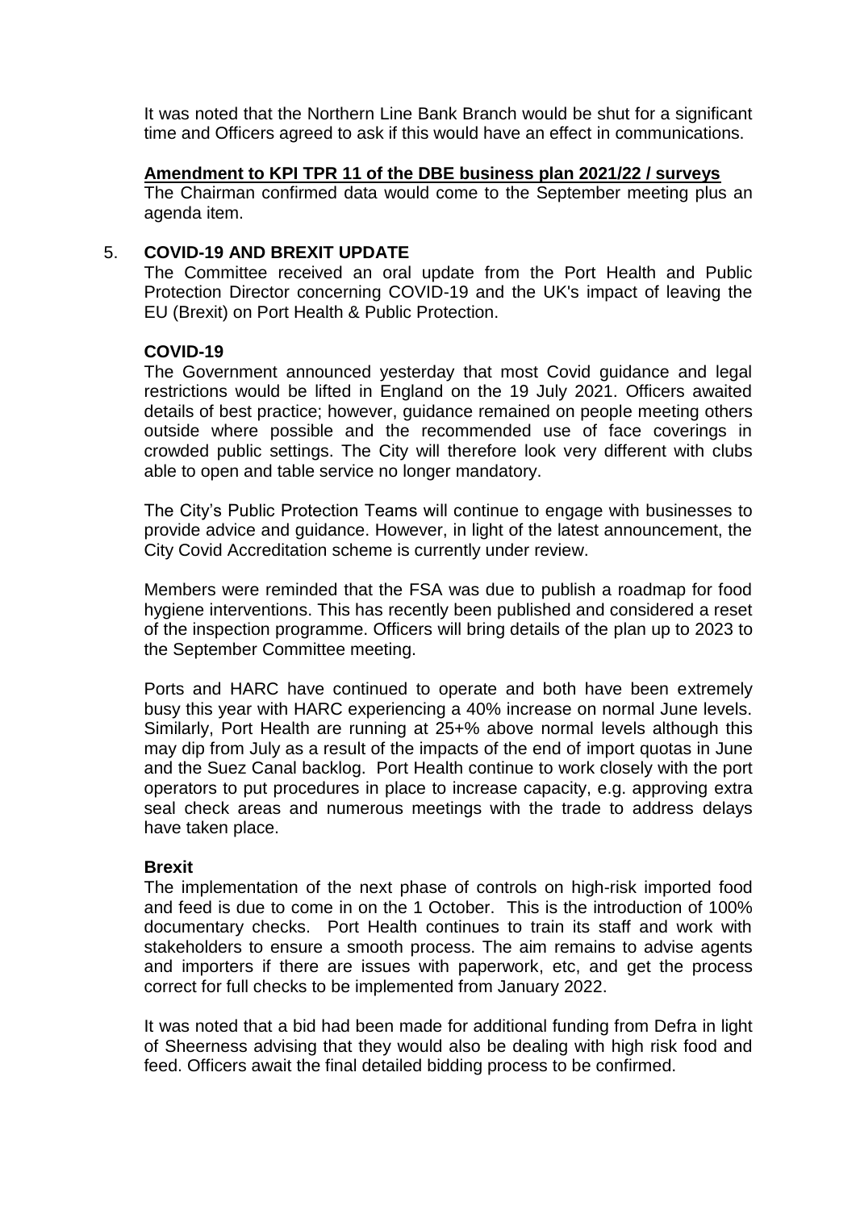It was noted that the Northern Line Bank Branch would be shut for a significant time and Officers agreed to ask if this would have an effect in communications.

**Amendment to KPI TPR 11 of the DBE business plan 2021/22 / surveys**

The Chairman confirmed data would come to the September meeting plus an agenda item.

5. **COVID-19 AND BREXIT UPDATE**

The Committee received an oral update from the Port Health and Public Protection Director concerning COVID-19 and the UK's impact of leaving the EU (Brexit) on Port Health & Public Protection.

**COVID-19**

The Government announced yesterday that most Covid guidance and legal restrictions would be lifted in England on the 19 July 2021. Officers awaited details of best practice; however, guidance remained on people meeting others outside where possible and the recommended use of face coverings in crowded public settings. The City will therefore look very different with clubs able to open and table service no longer mandatory.

The City's Public Protection Teams will continue to engage with businesses to provide advice and guidance. However, in light of the latest announcement, the City Covid Accreditation scheme is currently under review.

Members were reminded that the FSA was due to publish a roadmap for food hygiene interventions. This has recently been published and considered a reset of the inspection programme. Officers will bring details of the plan up to 2023 to the September Committee meeting.

Ports and HARC have continued to operate and both have been extremely busy this year with HARC experiencing a 40% increase on normal June levels. Similarly, Port Health are running at 25+% above normal levels although this may dip from July as a result of the impacts of the end of import quotas in June and the Suez Canal backlog. Port Health continue to work closely with the port operators to put procedures in place to increase capacity, e.g. approving extra seal check areas and numerous meetings with the trade to address delays have taken place.

**Brexit**

The implementation of the next phase of controls on high-risk imported food and feed is due to come in on the 1 October. This is the introduction of 100% documentary checks. Port Health continues to train its staff and work with stakeholders to ensure a smooth process. The aim remains to advise agents and importers if there are issues with paperwork, etc, and get the process correct for full checks to be implemented from January 2022.

It was noted that a bid had been made for additional funding from Defra in light of Sheerness advising that they would also be dealing with high risk food and feed. Officers await the final detailed bidding process to be confirmed.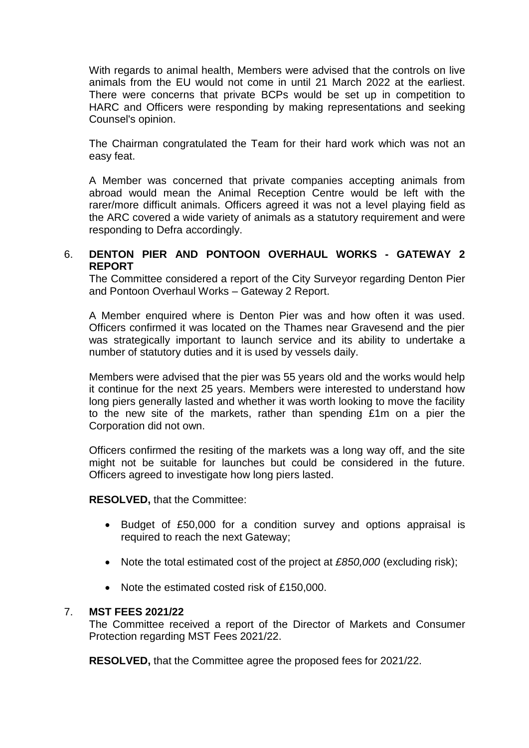With regards to animal health, Members were advised that the controls on live animals from the EU would not come in until 21 March 2022 at the earliest. There were concerns that private BCPs would be set up in competition to HARC and Officers were responding by making representations and seeking Counsel's opinion.

The Chairman congratulated the Team for their hard work which was not an easy feat.

A Member was concerned that private companies accepting animals from abroad would mean the Animal Reception Centre would be left with the rarer/more difficult animals. Officers agreed it was not a level playing field as the ARC covered a wide variety of animals as a statutory requirement and were responding to Defra accordingly.

## 6. DENTON PIER AND PONTOON OVERHAUL WORKS - GATEWAY 2 REPORT

The Committee considered a report of the City Surveyor regarding Denton Pier and Pontoon Overhaul Works – Gateway 2 Report.

A Member enquired where is Denton Pier was and how often it was used. Officers confirmed it was located on the Thames near Gravesend and the pier was strategically important to launch service and its ability to undertake a number of statutory duties and it is used by vessels daily.

Members were advised that the pier was 55 years old and the works would help it continue for the next 25 years. Members were interested to understand how long piers generally lasted and whether it was worth looking to move the facility to the new site of the markets, rather than spending £1m on a pier the Corporation did not own.

Officers confirmed the resiting of the markets was a long way off, and the site might not be suitable for launches but could be considered in the future. Officers agreed to investigate how long piers lasted.

**RESOLVED,** that the Committee:

- Budget of £50,000 for a condition survey and options appraisal is required to reach the next Gateway;
- Note the total estimated cost of the project at *£850,000* (excluding risk);
- Note the estimated costed risk of £150,000.

## 7. MST FEES 2021/22

The Committee received a report of the Director of Markets and Consumer Protection regarding MST Fees 2021/22.

**RESOLVED,** that the Committee agree the proposed fees for 2021/22.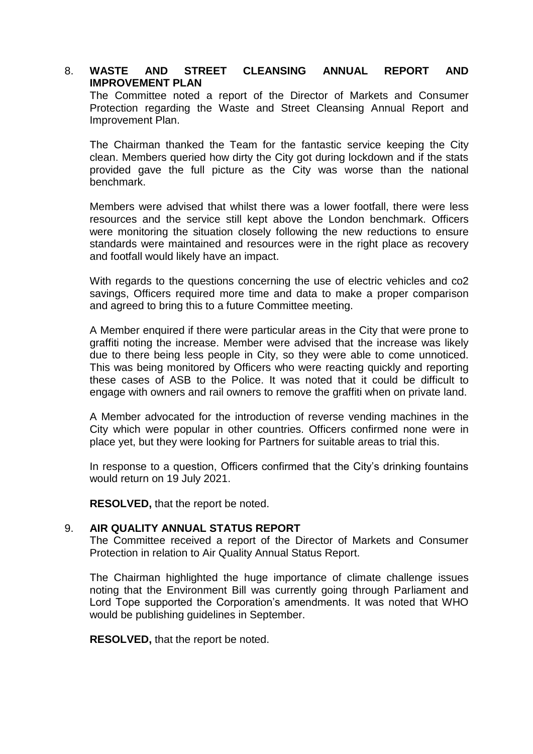8. **WASTE AND STREET CLEANSING ANNUAL REPORT AND IMPROVEMENT PLAN**

The Committee noted a report of the Director of Markets and Consumer Protection regarding the Waste and Street Cleansing Annual Report and Improvement Plan.

The Chairman thanked the Team for the fantastic service keeping the City clean. Members queried how dirty the City got during lockdown and if the stats provided gave the full picture as the City was worse than the national benchmark.

Members were advised that whilst there was a lower footfall, there were less resources and the service still kept above the London benchmark. Officers were monitoring the situation closely following the new reductions to ensure standards were maintained and resources were in the right place as recovery and footfall would likely have an impact.

With regards to the questions concerning the use of electric vehicles and co2 savings, Officers required more time and data to make a proper comparison and agreed to bring this to a future Committee meeting.

A Member enquired if there were particular areas in the City that were prone to graffiti noting the increase. Member were advised that the increase was likely due to there being less people in City, so they were able to come unnoticed. This was being monitored by Officers who were reacting quickly and reporting these cases of ASB to the Police. It was noted that it could be difficult to engage with owners and rail owners to remove the graffiti when on private land.

A Member advocated for the introduction of reverse vending machines in the City which were popular in other countries. Officers confirmed none were in place yet, but they were looking for Partners for suitable areas to trial this.

In response to a question, Officers confirmed that the City's drinking fountains would return on 19 July 2021.

**RESOLVED,** that the report be noted.

9. **AIR QUALITY ANNUAL STATUS REPORT**

The Committee received a report of the Director of Markets and Consumer Protection in relation to Air Quality Annual Status Report.

The Chairman highlighted the huge importance of climate challenge issues noting that the Environment Bill was currently going through Parliament and Lord Tope supported the Corporation's amendments. It was noted that WHO would be publishing guidelines in September.

**RESOLVED,** that the report be noted.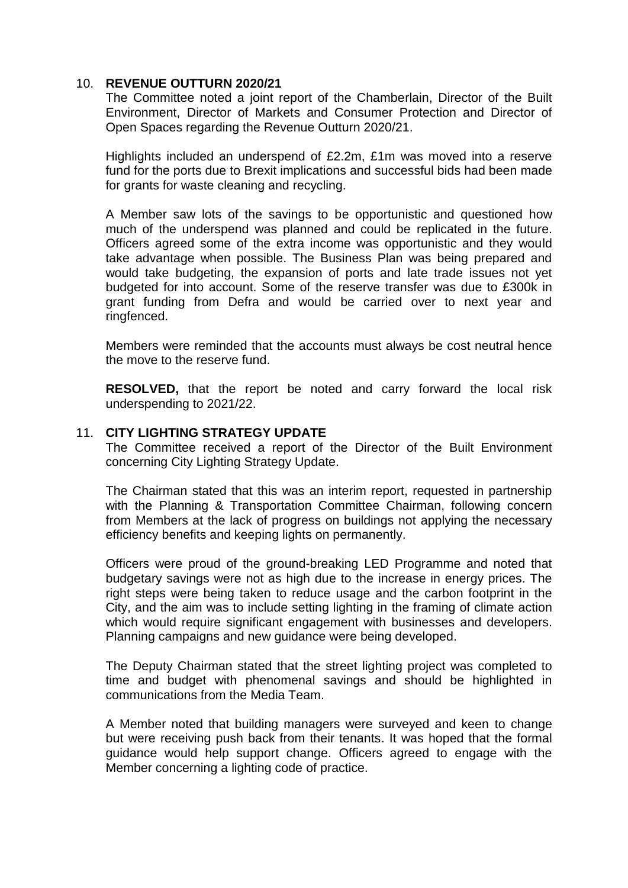## 10. REVENUE OUTTURN 2020/21

The Committee noted a joint report of the Chamberlain, Director of the Built Environment, Director of Markets and Consumer Protection and Director of Open Spaces regarding the Revenue Outturn 2020/21.

Highlights included an underspend of £2.2m, £1m was moved into a reserve fund for the ports due to Brexit implications and successful bids had been made for grants for waste cleaning and recycling.

A Member saw lots of the savings to be opportunistic and questioned how much of the underspend was planned and could be replicated in the future. Officers agreed some of the extra income was opportunistic and they would take advantage when possible. The Business Plan was being prepared and would take budgeting, the expansion of ports and late trade issues not yet budgeted for into account. Some of the reserve transfer was due to £300k in grant funding from Defra and would be carried over to next year and ringfenced.

Members were reminded that the accounts must always be cost neutral hence the move to the reserve fund.

**RESOLVED,** that the report be noted and carry forward the local risk underspending to 2021/22.

## 11. CITY LIGHTING STRATEGY UPDATE

The Committee received a report of the Director of the Built Environment concerning City Lighting Strategy Update.

The Chairman stated that this was an interim report, requested in partnership with the Planning & Transportation Committee Chairman, following concern from Members at the lack of progress on buildings not applying the necessary efficiency benefits and keeping lights on permanently.

Officers were proud of the ground-breaking LED Programme and noted that budgetary savings were not as high due to the increase in energy prices. The right steps were being taken to reduce usage and the carbon footprint in the City, and the aim was to include setting lighting in the framing of climate action which would require significant engagement with businesses and developers. Planning campaigns and new guidance were being developed.

The Deputy Chairman stated that the street lighting project was completed to time and budget with phenomenal savings and should be highlighted in communications from the Media Team.

A Member noted that building managers were surveyed and keen to change but were receiving push back from their tenants. It was hoped that the formal guidance would help support change. Officers agreed to engage with the Member concerning a lighting code of practice.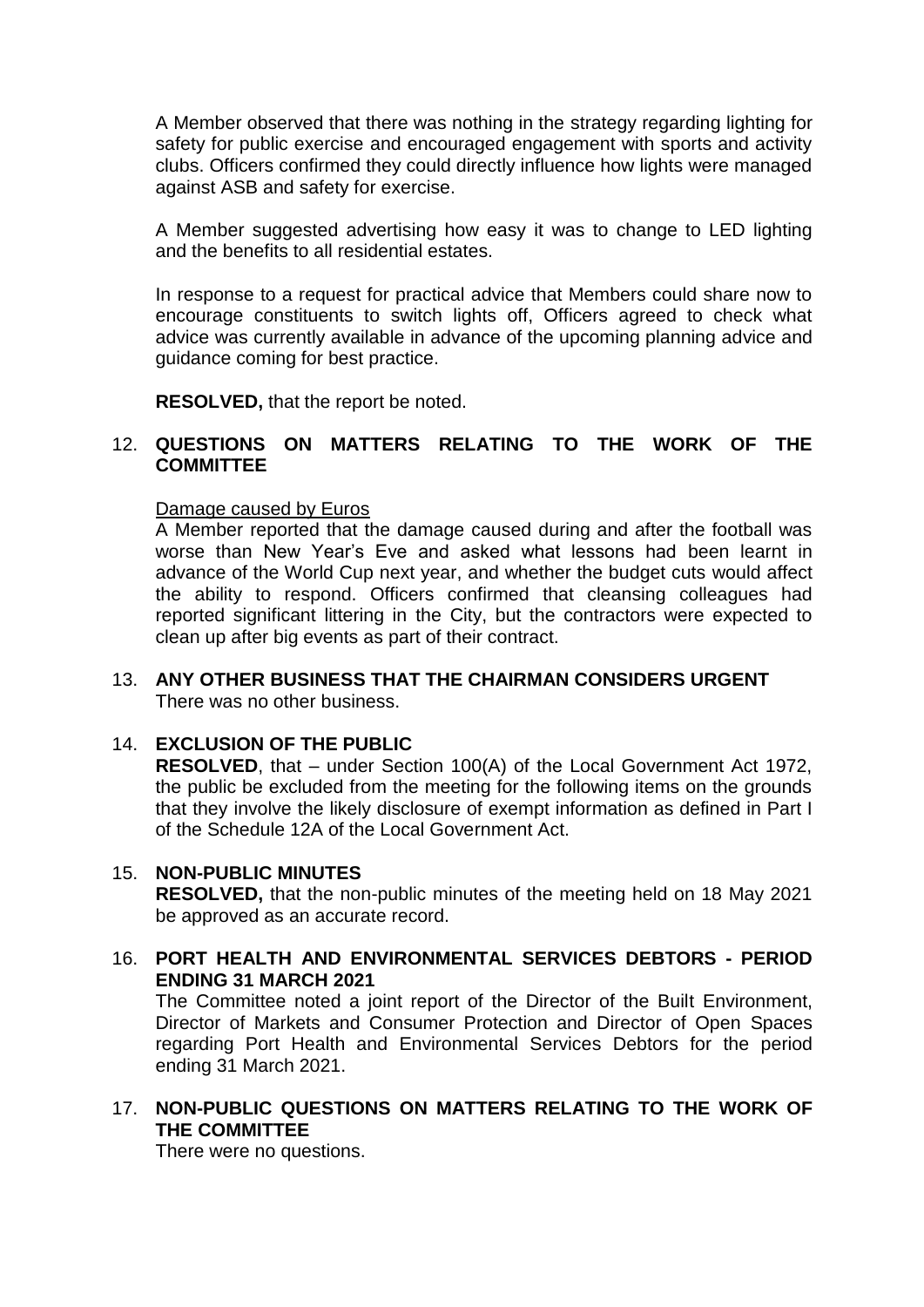A Member observed that there was nothing in the strategy regarding lighting for safety for public exercise and encouraged engagement with sports and activity clubs. Officers confirmed they could directly influence how lights were managed against ASB and safety for exercise.

A Member suggested advertising how easy it was to change to LED lighting and the benefits to all residential estates.

In response to a request for practical advice that Members could share now to encourage constituents to switch lights off, Officers agreed to check what advice was currently available in advance of the upcoming planning advice and guidance coming for best practice.

**RESOLVED,** that the report be noted.

12. **QUESTIONS ON MATTERS RELATING TO THE WORK OF THE COMMITTEE**

Damage caused by Euros
A Member reported that the damage caused during and after the football was worse than New Year's Eve and asked what lessons had been learnt in advance of the World Cup next year, and whether the budget cuts would affect the ability to respond. Officers confirmed that cleansing colleagues had reported significant littering in the City, but the contractors were expected to clean up after big events as part of their contract.

13. **ANY OTHER BUSINESS THAT THE CHAIRMAN CONSIDERS URGENT**
There was no other business.

14. **EXCLUSION OF THE PUBLIC**
**RESOLVED**, that – under Section 100(A) of the Local Government Act 1972, the public be excluded from the meeting for the following items on the grounds that they involve the likely disclosure of exempt information as defined in Part I of the Schedule 12A of the Local Government Act.

15. **NON-PUBLIC MINUTES**
**RESOLVED,** that the non-public minutes of the meeting held on 18 May 2021 be approved as an accurate record.

16. **PORT HEALTH AND ENVIRONMENTAL SERVICES DEBTORS - PERIOD ENDING 31 MARCH 2021**
The Committee noted a joint report of the Director of the Built Environment, Director of Markets and Consumer Protection and Director of Open Spaces regarding Port Health and Environmental Services Debtors for the period ending 31 March 2021.

17. **NON-PUBLIC QUESTIONS ON MATTERS RELATING TO THE WORK OF THE COMMITTEE**
There were no questions.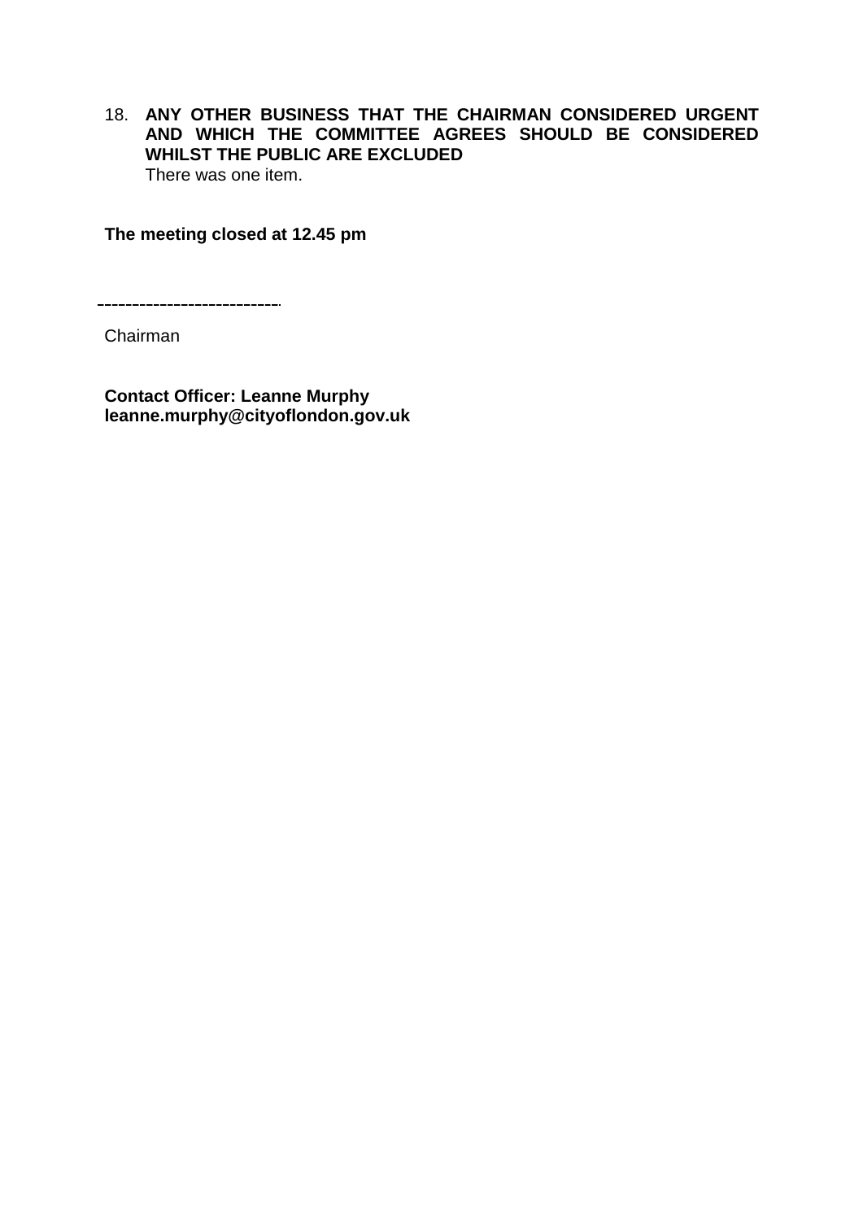18. **ANY OTHER BUSINESS THAT THE CHAIRMAN CONSIDERED URGENT AND WHICH THE COMMITTEE AGREES SHOULD BE CONSIDERED WHILST THE PUBLIC ARE EXCLUDED**
    There was one item.

**The meeting closed at 12.45 pm**

---

Chairman

**Contact Officer: Leanne Murphy**
**leanne.murphy@cityoflondon.gov.uk**